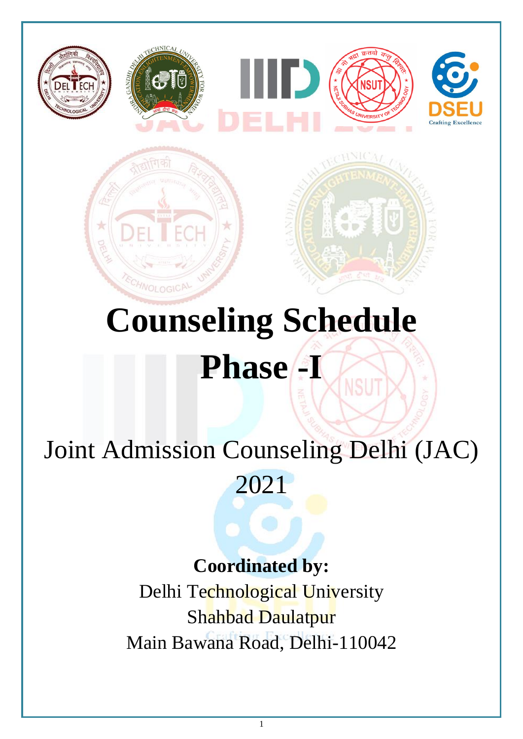# Counseling Schedule

# Phase -I

## Joint Admission Counseling Delhi (JAC) 2021

**Coordinated by:**

Delhi Technological University
Shahbad Daulatpur
Main Bawana Road, Delhi-110042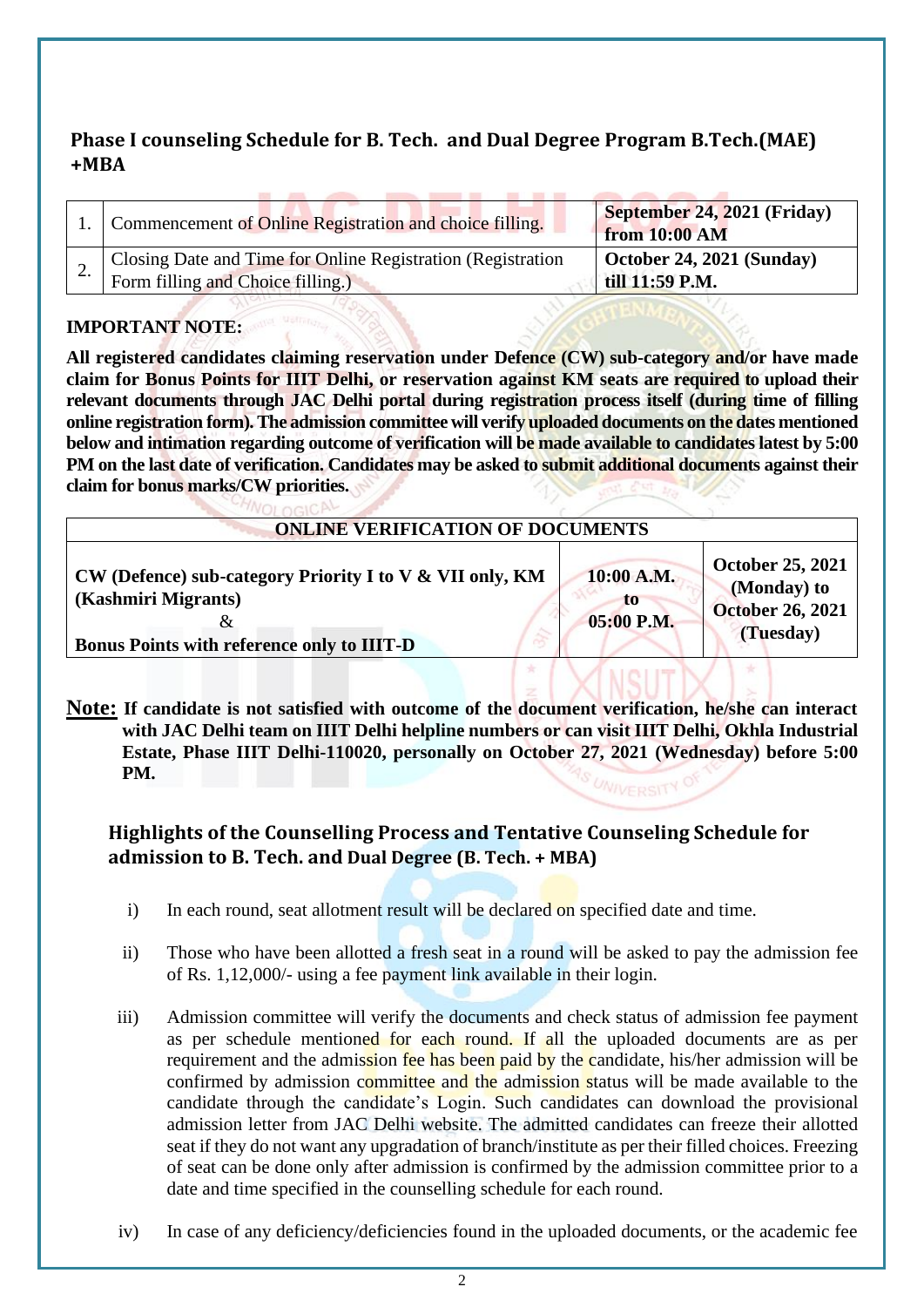## Phase I counseling Schedule for B. Tech. and Dual Degree Program B.Tech.(MAE) +MBA

| | | |
|---|---|---|
| 1. | Commencement of Online Registration and choice filling. | **September 24, 2021 (Friday) from 10:00 AM** |
| 2. | Closing Date and Time for Online Registration (Registration Form filling and Choice filling.) | **October 24, 2021 (Sunday) till 11:59 P.M.** |

**IMPORTANT NOTE:**

**All registered candidates claiming reservation under Defence (CW) sub-category and/or have made claim for Bonus Points for IIIT Delhi, or reservation against KM seats are required to upload their relevant documents through JAC Delhi portal during registration process itself (during time of filling online registration form). The admission committee will verify uploaded documents on the dates mentioned below and intimation regarding outcome of verification will be made available to candidates latest by 5:00 PM on the last date of verification. Candidates may be asked to submit additional documents against their claim for bonus marks/CW priorities.**

| ONLINE VERIFICATION OF DOCUMENTS | | |
|---|---|---|
| **CW (Defence) sub-category Priority I to V & VII only, KM (Kashmiri Migrants)** & **Bonus Points with reference only to IIIT-D** | **10:00 A.M. to 05:00 P.M.** | **October 25, 2021 (Monday) to October 26, 2021 (Tuesday)** |

**Note:** **If candidate is not satisfied with outcome of the document verification, he/she can interact with JAC Delhi team on IIIT Delhi helpline numbers or can visit IIIT Delhi, Okhla Industrial Estate, Phase IIIT Delhi-110020, personally on October 27, 2021 (Wednesday) before 5:00 PM.**

## Highlights of the Counselling Process and Tentative Counseling Schedule for admission to B. Tech. and Dual Degree (B. Tech. + MBA)

i) In each round, seat allotment result will be declared on specified date and time.

ii) Those who have been allotted a fresh seat in a round will be asked to pay the admission fee of Rs. 1,12,000/- using a fee payment link available in their login.

iii) Admission committee will verify the documents and check status of admission fee payment as per schedule mentioned for each round. If all the uploaded documents are as per requirement and the admission fee has been paid by the candidate, his/her admission will be confirmed by admission committee and the admission status will be made available to the candidate through the candidate's Login. Such candidates can download the provisional admission letter from JAC Delhi website. The admitted candidates can freeze their allotted seat if they do not want any upgradation of branch/institute as per their filled choices. Freezing of seat can be done only after admission is confirmed by the admission committee prior to a date and time specified in the counselling schedule for each round.

iv) In case of any deficiency/deficiencies found in the uploaded documents, or the academic fee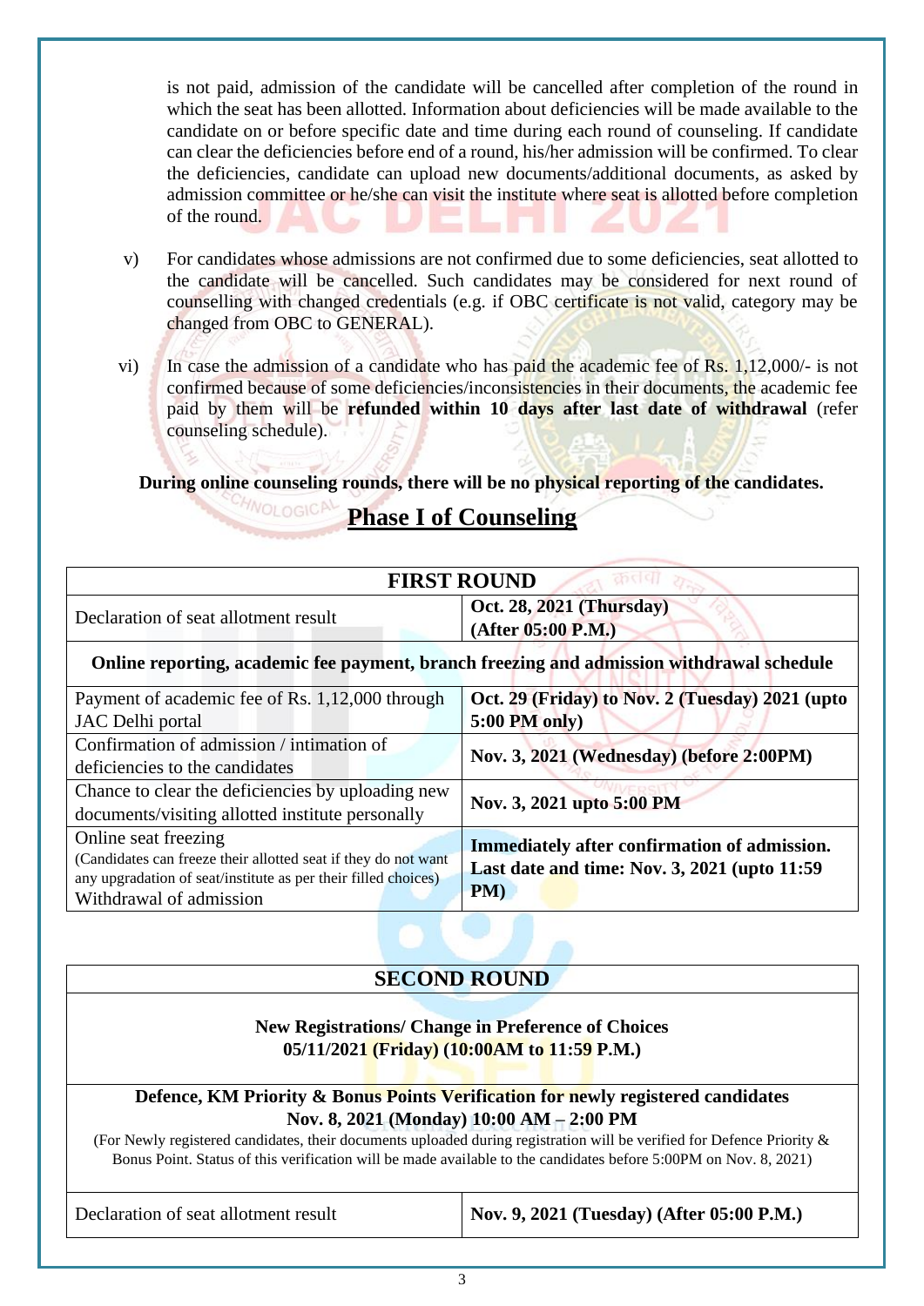is not paid, admission of the candidate will be cancelled after completion of the round in which the seat has been allotted. Information about deficiencies will be made available to the candidate on or before specific date and time during each round of counseling. If candidate can clear the deficiencies before end of a round, his/her admission will be confirmed. To clear the deficiencies, candidate can upload new documents/additional documents, as asked by admission committee or he/she can visit the institute where seat is allotted before completion of the round.

v) For candidates whose admissions are not confirmed due to some deficiencies, seat allotted to the candidate will be cancelled. Such candidates may be considered for next round of counselling with changed credentials (e.g. if OBC certificate is not valid, category may be changed from OBC to GENERAL).

vi) In case the admission of a candidate who has paid the academic fee of Rs. 1,12,000/- is not confirmed because of some deficiencies/inconsistencies in their documents, the academic fee paid by them will be **refunded within 10 days after last date of withdrawal** (refer counseling schedule).

**During online counseling rounds, there will be no physical reporting of the candidates.**

## Phase I of Counseling

| **FIRST ROUND** | |
|---|---|
| Declaration of seat allotment result | **Oct. 28, 2021 (Thursday) (After 05:00 P.M.)** |
| **Online reporting, academic fee payment, branch freezing and admission withdrawal schedule** | |
| Payment of academic fee of Rs. 1,12,000 through JAC Delhi portal | **Oct. 29 (Friday) to Nov. 2 (Tuesday) 2021 (upto 5:00 PM only)** |
| Confirmation of admission / intimation of deficiencies to the candidates | **Nov. 3, 2021 (Wednesday) (before 2:00PM)** |
| Chance to clear the deficiencies by uploading new documents/visiting allotted institute personally | **Nov. 3, 2021 upto 5:00 PM** |
| Online seat freezing (Candidates can freeze their allotted seat if they do not want any upgradation of seat/institute as per their filled choices) Withdrawal of admission | **Immediately after confirmation of admission. Last date and time: Nov. 3, 2021 (upto 11:59 PM)** |

| **SECOND ROUND** | |
|---|---|
| **New Registrations/ Change in Preference of Choices 05/11/2021 (Friday) (10:00AM to 11:59 P.M.)** | |
| **Defence, KM Priority & Bonus Points Verification for newly registered candidates Nov. 8, 2021 (Monday) 10:00 AM – 2:00 PM** (For Newly registered candidates, their documents uploaded during registration will be verified for Defence Priority & Bonus Point. Status of this verification will be made available to the candidates before 5:00PM on Nov. 8, 2021) | |
| Declaration of seat allotment result | **Nov. 9, 2021 (Tuesday) (After 05:00 P.M.)** |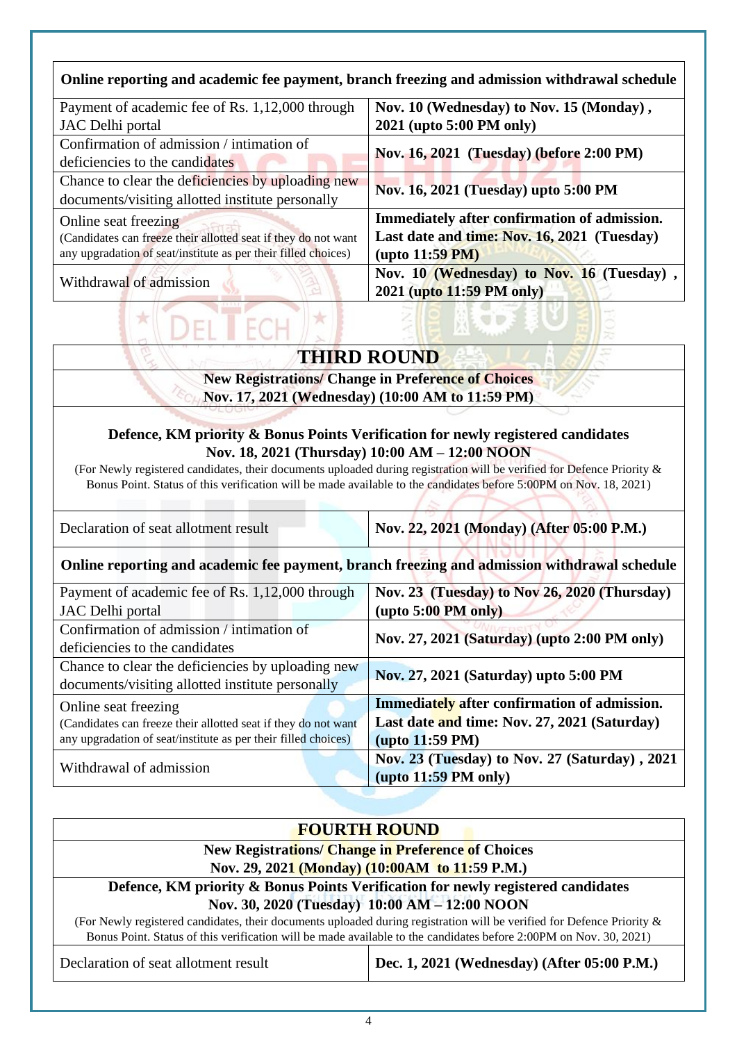| Online reporting and academic fee payment, branch freezing and admission withdrawal schedule | |
|---|---|
| Payment of academic fee of Rs. 1,12,000 through JAC Delhi portal | **Nov. 10 (Wednesday) to Nov. 15 (Monday), 2021 (upto 5:00 PM only)** |
| Confirmation of admission / intimation of deficiencies to the candidates | **Nov. 16, 2021 (Tuesday) (before 2:00 PM)** |
| Chance to clear the deficiencies by uploading new documents/visiting allotted institute personally | **Nov. 16, 2021 (Tuesday) upto 5:00 PM** |
| Online seat freezing (Candidates can freeze their allotted seat if they do not want any upgradation of seat/institute as per their filled choices) | **Immediately after confirmation of admission. Last date and time: Nov. 16, 2021 (Tuesday) (upto 11:59 PM)** |
| Withdrawal of admission | **Nov. 10 (Wednesday) to Nov. 16 (Tuesday), 2021 (upto 11:59 PM only)** |

## THIRD ROUND

**New Registrations/ Change in Preference of Choices**
**Nov. 17, 2021 (Wednesday) (10:00 AM to 11:59 PM)**

**Defence, KM priority & Bonus Points Verification for newly registered candidates**
**Nov. 18, 2021 (Thursday) 10:00 AM – 12:00 NOON**

(For Newly registered candidates, their documents uploaded during registration will be verified for Defence Priority & Bonus Point. Status of this verification will be made available to the candidates before 5:00PM on Nov. 18, 2021)

| Declaration of seat allotment result | **Nov. 22, 2021 (Monday) (After 05:00 P.M.)** |
|---|---|
| **Online reporting and academic fee payment, branch freezing and admission withdrawal schedule** | |
| Payment of academic fee of Rs. 1,12,000 through JAC Delhi portal | **Nov. 23 (Tuesday) to Nov 26, 2020 (Thursday) (upto 5:00 PM only)** |
| Confirmation of admission / intimation of deficiencies to the candidates | **Nov. 27, 2021 (Saturday) (upto 2:00 PM only)** |
| Chance to clear the deficiencies by uploading new documents/visiting allotted institute personally | **Nov. 27, 2021 (Saturday) upto 5:00 PM** |
| Online seat freezing (Candidates can freeze their allotted seat if they do not want any upgradation of seat/institute as per their filled choices) | **Immediately after confirmation of admission. Last date and time: Nov. 27, 2021 (Saturday) (upto 11:59 PM)** |
| Withdrawal of admission | **Nov. 23 (Tuesday) to Nov. 27 (Saturday), 2021 (upto 11:59 PM only)** |

## FOURTH ROUND

**New Registrations/ Change in Preference of Choices**
**Nov. 29, 2021 (Monday) (10:00AM to 11:59 P.M.)**

**Defence, KM priority & Bonus Points Verification for newly registered candidates**
**Nov. 30, 2020 (Tuesday) 10:00 AM – 12:00 NOON**

(For Newly registered candidates, their documents uploaded during registration will be verified for Defence Priority & Bonus Point. Status of this verification will be made available to the candidates before 2:00PM on Nov. 30, 2021)

| Declaration of seat allotment result | **Dec. 1, 2021 (Wednesday) (After 05:00 P.M.)** |
|---|---|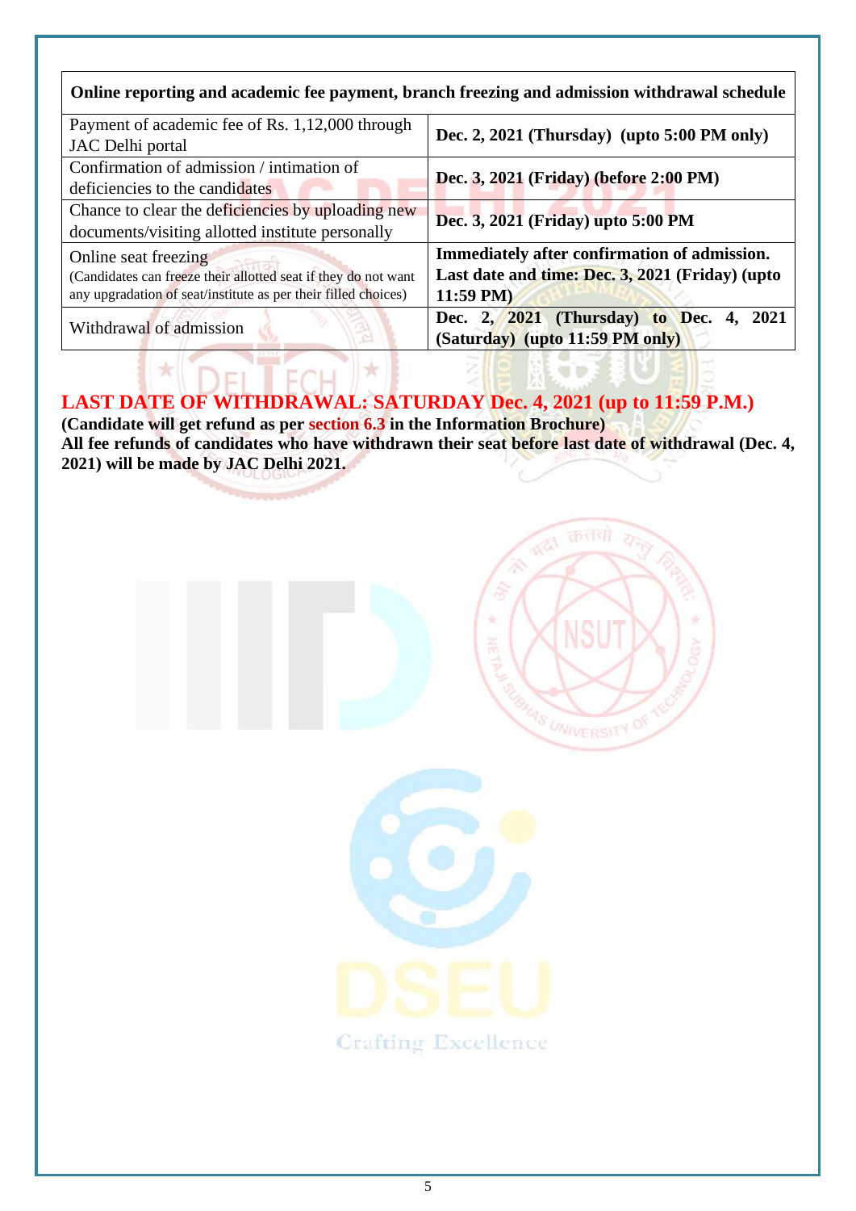| Online reporting and academic fee payment, branch freezing and admission withdrawal schedule | |
|---|---|
| Payment of academic fee of Rs. 1,12,000 through JAC Delhi portal | **Dec. 2, 2021 (Thursday) (upto 5:00 PM only)** |
| Confirmation of admission / intimation of deficiencies to the candidates | **Dec. 3, 2021 (Friday) (before 2:00 PM)** |
| Chance to clear the deficiencies by uploading new documents/visiting allotted institute personally | **Dec. 3, 2021 (Friday) upto 5:00 PM** |
| Online seat freezing (Candidates can freeze their allotted seat if they do not want any upgradation of seat/institute as per their filled choices) | **Immediately after confirmation of admission. Last date and time: Dec. 3, 2021 (Friday) (upto 11:59 PM)** |
| Withdrawal of admission | **Dec. 2, 2021 (Thursday) to Dec. 4, 2021 (Saturday) (upto 11:59 PM only)** |

## LAST DATE OF WITHDRAWAL: SATURDAY Dec. 4, 2021 (up to 11:59 P.M.)

**(Candidate will get refund as per section 6.3 in the Information Brochure)**

**All fee refunds of candidates who have withdrawn their seat before last date of withdrawal (Dec. 4, 2021) will be made by JAC Delhi 2021.**